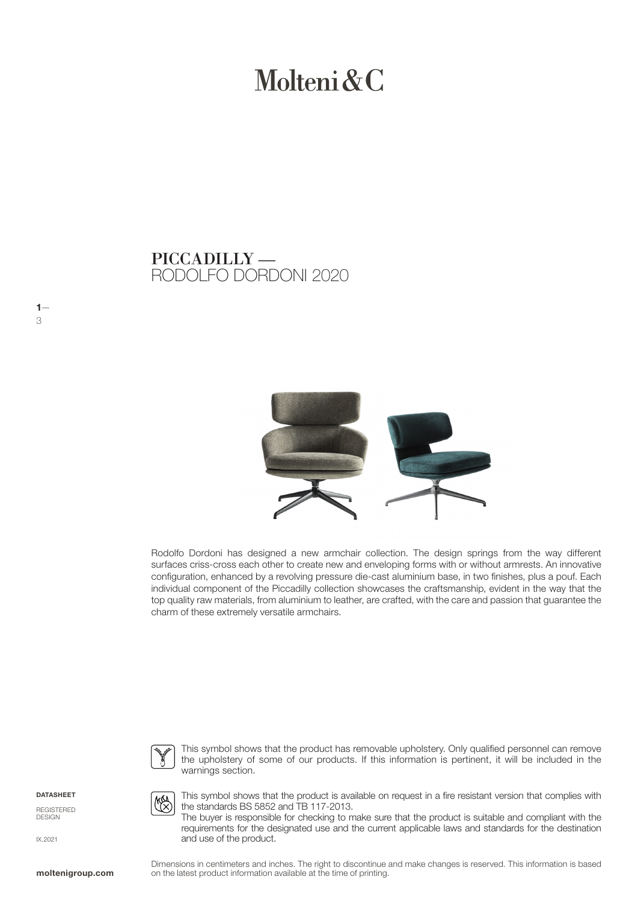# Molteni&C

## PICCADILLY — RODOLFO DORDONI 2020

Rodolfo Dordoni has designed a new armchair collection. The design springs from the way different surfaces criss-cross each other to create new and enveloping forms with or without armrests. An innovative configuration, enhanced by a revolving pressure die-cast aluminium base, in two finishes, plus a pouf. Each individual component of the Piccadilly collection showcases the craftsmanship, evident in the way that the top quality raw materials, from aluminium to leather, are crafted, with the care and passion that guarantee the charm of these extremely versatile armchairs.

This symbol shows that the product has removable upholstery. Only qualified personnel can remove the upholstery of some of our products. If this information is pertinent, it will be included in the warnings section.

This symbol shows that the product is available on request in a fire resistant version that complies with the standards BS 5852 and TB 117-2013.
The buyer is responsible for checking to make sure that the product is suitable and compliant with the requirements for the designated use and the current applicable laws and standards for the destination and use of the product.

**DATASHEET**

REGISTERED DESIGN

IX.2021

Dimensions in centimeters and inches. The right to discontinue and make changes is reserved. This information is based on the latest product information available at the time of printing.

**moltenigroup.com**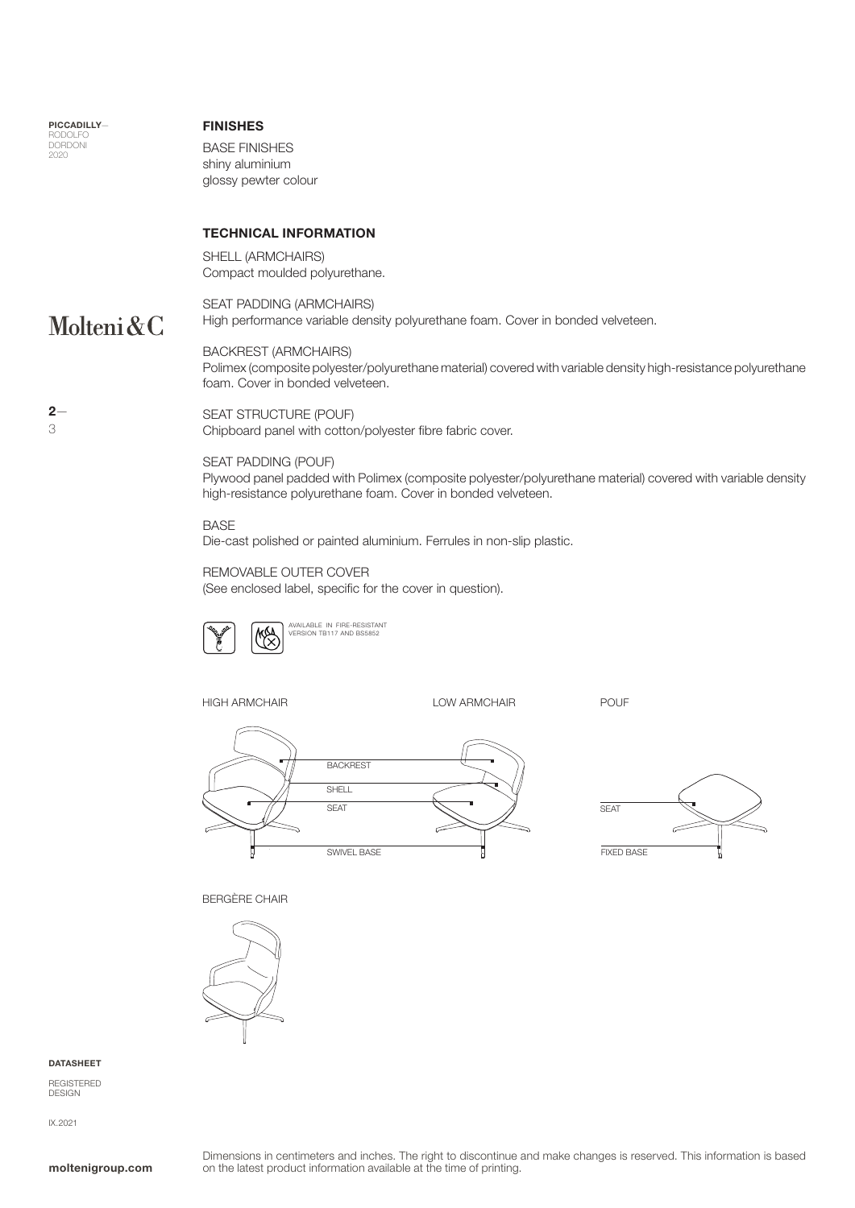## FINISHES

BASE FINISHES
shiny aluminium
glossy pewter colour

## TECHNICAL INFORMATION

SHELL (ARMCHAIRS)
Compact moulded polyurethane.

SEAT PADDING (ARMCHAIRS)
High performance variable density polyurethane foam. Cover in bonded velveteen.

BACKREST (ARMCHAIRS)
Polimex (composite polyester/polyurethane material) covered with variable density high-resistance polyurethane foam. Cover in bonded velveteen.

SEAT STRUCTURE (POUF)
Chipboard panel with cotton/polyester fibre fabric cover.

SEAT PADDING (POUF)
Plywood panel padded with Polimex (composite polyester/polyurethane material) covered with variable density high-resistance polyurethane foam. Cover in bonded velveteen.

BASE
Die-cast polished or painted aluminium. Ferrules in non-slip plastic.

REMOVABLE OUTER COVER
(See enclosed label, specific for the cover in question).

AVAILABLE IN FIRE-RESISTANT VERSION TB117 AND BS5852

HIGH ARMCHAIR — LOW ARMCHAIR — POUF

BACKREST
SHELL
SEAT
SWIVEL BASE

SEAT
FIXED BASE

BERGÈRE CHAIR

DATASHEET

REGISTERED DESIGN

IX.2021

Dimensions in centimeters and inches. The right to discontinue and make changes is reserved. This information is based on the latest product information available at the time of printing.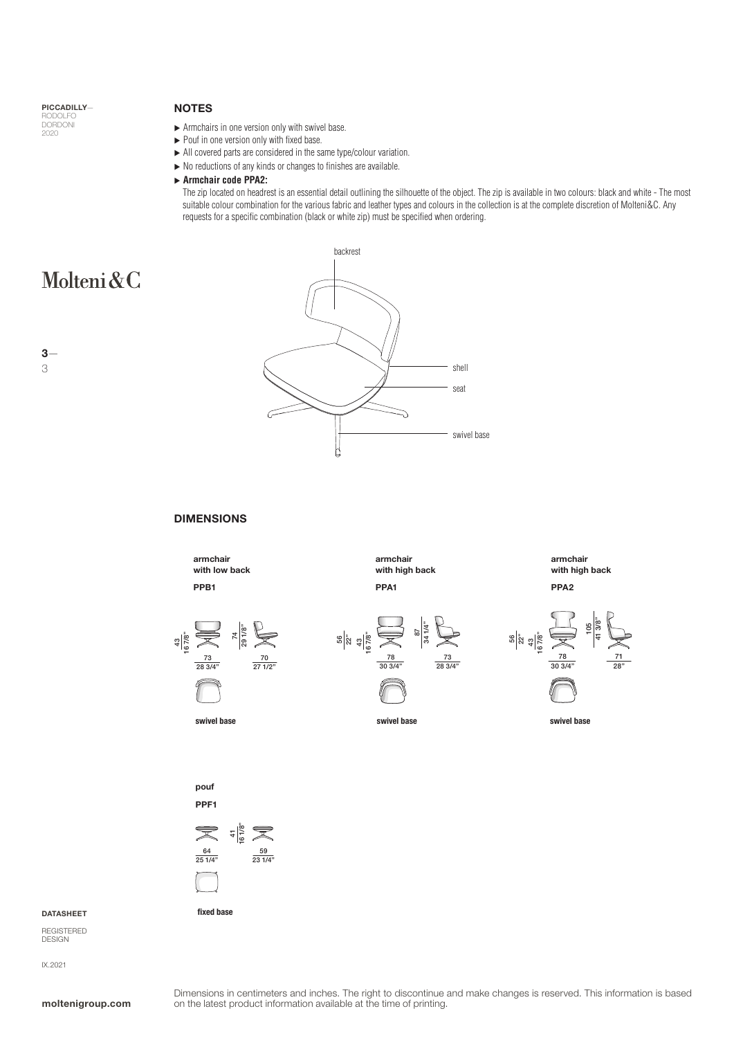PICCADILLY—
RODOLFO
DORDONI
2020

Molteni&C

## NOTES

- Armchairs in one version only with swivel base.
- Pouf in one version only with fixed base.
- All covered parts are considered in the same type/colour variation.
- No reductions of any kinds or changes to finishes are available.
- **Armchair code PPA2:**
  The zip located on headrest is an essential detail outlining the silhouette of the object. The zip is available in two colours: black and white - The most suitable colour combination for the various fabric and leather types and colours in the collection is at the complete discretion of Molteni&C. Any requests for a specific combination (black or white zip) must be specified when ordering.

backrest

shell

seat

swivel base

## DIMENSIONS

**armchair with low back**

**PPB1**

43
16 7/8"
74
29 1/8"
73
28 3/4"
70
27 1/2"

**swivel base**

**armchair with high back**

**PPA1**

56
22"
43
16 7/8"
87
34 1/4"
78
30 3/4"
73
28 3/4"

**swivel base**

**armchair with high back**

**PPA2**

56
22"
43
16 7/8"
105
41 3/8"
78
30 3/4"
71
28"

**swivel base**

**pouf**

**PPF1**

41
16 1/8"
64
25 1/4"
59
23 1/4"

**fixed base**

**DATASHEET**

REGISTERED DESIGN

IX.2021

Dimensions in centimeters and inches. The right to discontinue and make changes is reserved. This information is based on the latest product information available at the time of printing.

**moltenigroup.com**